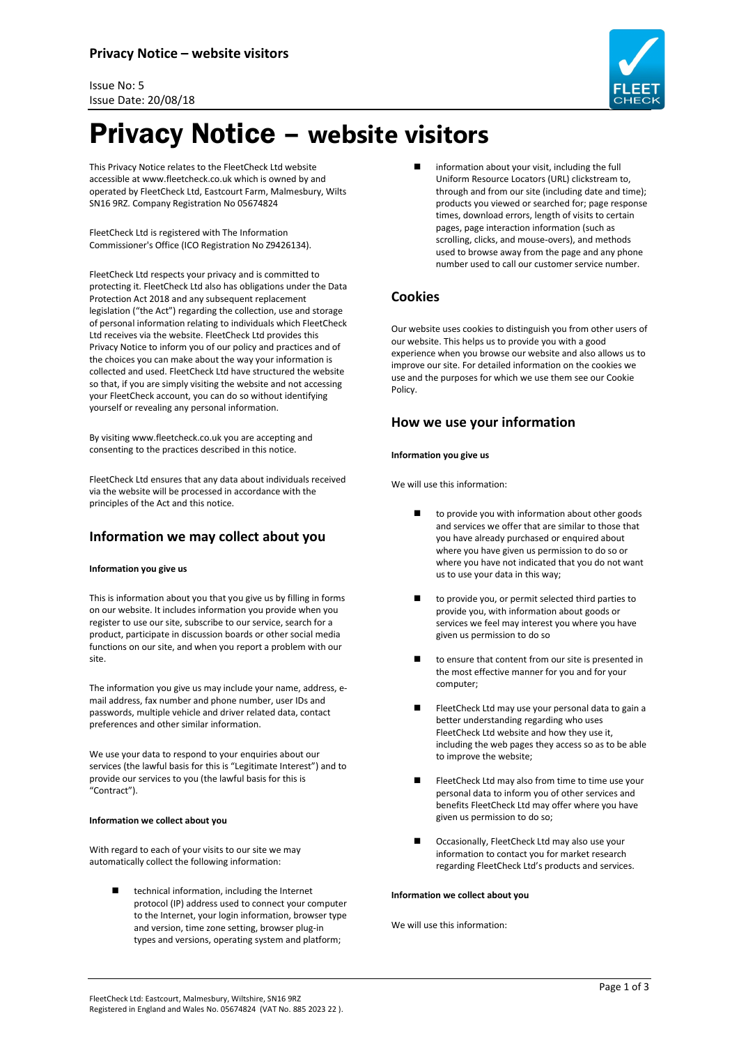# Privacy Notice – website visitors

Issue No: 5
Issue Date: 20/08/18

This Privacy Notice relates to the FleetCheck Ltd website accessible at www.fleetcheck.co.uk which is owned by and operated by FleetCheck Ltd, Eastcourt Farm, Malmesbury, Wilts SN16 9RZ. Company Registration No 05674824

FleetCheck Ltd is registered with The Information Commissioner's Office (ICO Registration No Z9426134).

FleetCheck Ltd respects your privacy and is committed to protecting it. FleetCheck Ltd also has obligations under the Data Protection Act 2018 and any subsequent replacement legislation ("the Act") regarding the collection, use and storage of personal information relating to individuals which FleetCheck Ltd receives via the website. FleetCheck Ltd provides this Privacy Notice to inform you of our policy and practices and of the choices you can make about the way your information is collected and used. FleetCheck Ltd have structured the website so that, if you are simply visiting the website and not accessing your FleetCheck account, you can do so without identifying yourself or revealing any personal information.

By visiting www.fleetcheck.co.uk you are accepting and consenting to the practices described in this notice.

FleetCheck Ltd ensures that any data about individuals received via the website will be processed in accordance with the principles of the Act and this notice.

## Information we may collect about you

**Information you give us**

This is information about you that you give us by filling in forms on our website. It includes information you provide when you register to use our site, subscribe to our service, search for a product, participate in discussion boards or other social media functions on our site, and when you report a problem with our site.

The information you give us may include your name, address, e-mail address, fax number and phone number, user IDs and passwords, multiple vehicle and driver related data, contact preferences and other similar information.

We use your data to respond to your enquiries about our services (the lawful basis for this is "Legitimate Interest") and to provide our services to you (the lawful basis for this is "Contract").

**Information we collect about you**

With regard to each of your visits to our site we may automatically collect the following information:

- technical information, including the Internet protocol (IP) address used to connect your computer to the Internet, your login information, browser type and version, time zone setting, browser plug-in types and versions, operating system and platform;
- information about your visit, including the full Uniform Resource Locators (URL) clickstream to, through and from our site (including date and time); products you viewed or searched for; page response times, download errors, length of visits to certain pages, page interaction information (such as scrolling, clicks, and mouse-overs), and methods used to browse away from the page and any phone number used to call our customer service number.

## Cookies

Our website uses cookies to distinguish you from other users of our website. This helps us to provide you with a good experience when you browse our website and also allows us to improve our site. For detailed information on the cookies we use and the purposes for which we use them see our Cookie Policy.

## How we use your information

**Information you give us**

We will use this information:

- to provide you with information about other goods and services we offer that are similar to those that you have already purchased or enquired about where you have given us permission to do so or where you have not indicated that you do not want us to use your data in this way;
- to provide you, or permit selected third parties to provide you, with information about goods or services we feel may interest you where you have given us permission to do so
- to ensure that content from our site is presented in the most effective manner for you and for your computer;
- FleetCheck Ltd may use your personal data to gain a better understanding regarding who uses FleetCheck Ltd website and how they use it, including the web pages they access so as to be able to improve the website;
- FleetCheck Ltd may also from time to time use your personal data to inform you of other services and benefits FleetCheck Ltd may offer where you have given us permission to do so;
- Occasionally, FleetCheck Ltd may also use your information to contact you for market research regarding FleetCheck Ltd's products and services.

**Information we collect about you**

We will use this information:

FleetCheck Ltd: Eastcourt, Malmesbury, Wiltshire, SN16 9RZ
Registered in England and Wales No. 05674824 (VAT No. 885 2023 22 ).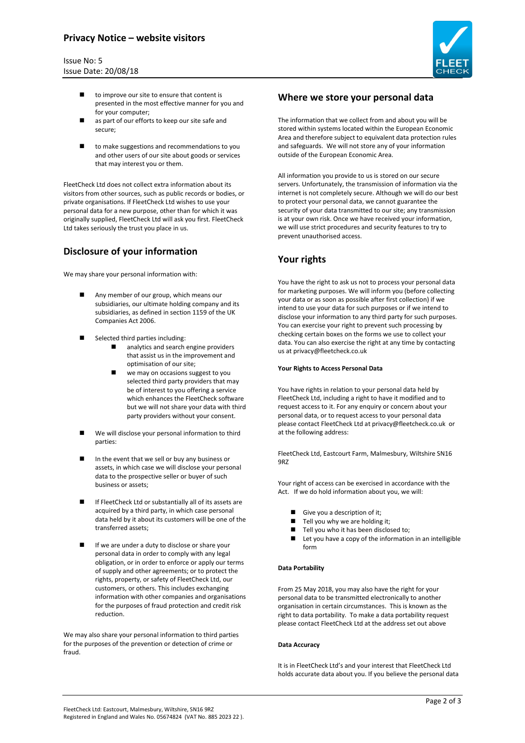- to improve our site to ensure that content is presented in the most effective manner for you and for your computer;
- as part of our efforts to keep our site safe and secure;
- to make suggestions and recommendations to you and other users of our site about goods or services that may interest you or them.

FleetCheck Ltd does not collect extra information about its visitors from other sources, such as public records or bodies, or private organisations. If FleetCheck Ltd wishes to use your personal data for a new purpose, other than for which it was originally supplied, FleetCheck Ltd will ask you first. FleetCheck Ltd takes seriously the trust you place in us.

## Disclosure of your information

We may share your personal information with:

- Any member of our group, which means our subsidiaries, our ultimate holding company and its subsidiaries, as defined in section 1159 of the UK Companies Act 2006.
- Selected third parties including:
  - analytics and search engine providers that assist us in the improvement and optimisation of our site;
  - we may on occasions suggest to you selected third party providers that may be of interest to you offering a service which enhances the FleetCheck software but we will not share your data with third party providers without your consent.
- We will disclose your personal information to third parties:
- In the event that we sell or buy any business or assets, in which case we will disclose your personal data to the prospective seller or buyer of such business or assets;
- If FleetCheck Ltd or substantially all of its assets are acquired by a third party, in which case personal data held by it about its customers will be one of the transferred assets;
- If we are under a duty to disclose or share your personal data in order to comply with any legal obligation, or in order to enforce or apply our terms of supply and other agreements; or to protect the rights, property, or safety of FleetCheck Ltd, our customers, or others. This includes exchanging information with other companies and organisations for the purposes of fraud protection and credit risk reduction.

We may also share your personal information to third parties for the purposes of the prevention or detection of crime or fraud.

## Where we store your personal data

The information that we collect from and about you will be stored within systems located within the European Economic Area and therefore subject to equivalent data protection rules and safeguards. We will not store any of your information outside of the European Economic Area.

All information you provide to us is stored on our secure servers. Unfortunately, the transmission of information via the internet is not completely secure. Although we will do our best to protect your personal data, we cannot guarantee the security of your data transmitted to our site; any transmission is at your own risk. Once we have received your information, we will use strict procedures and security features to try to prevent unauthorised access.

## Your rights

You have the right to ask us not to process your personal data for marketing purposes. We will inform you (before collecting your data or as soon as possible after first collection) if we intend to use your data for such purposes or if we intend to disclose your information to any third party for such purposes. You can exercise your right to prevent such processing by checking certain boxes on the forms we use to collect your data. You can also exercise the right at any time by contacting us at privacy@fleetcheck.co.uk

**Your Rights to Access Personal Data**

You have rights in relation to your personal data held by FleetCheck Ltd, including a right to have it modified and to request access to it. For any enquiry or concern about your personal data, or to request access to your personal data please contact FleetCheck Ltd at privacy@fleetcheck.co.uk or at the following address:

FleetCheck Ltd, Eastcourt Farm, Malmesbury, Wiltshire SN16 9RZ

Your right of access can be exercised in accordance with the Act. If we do hold information about you, we will:

- Give you a description of it;
- Tell you why we are holding it;
- Tell you who it has been disclosed to;
- Let you have a copy of the information in an intelligible form

**Data Portability**

From 25 May 2018, you may also have the right for your personal data to be transmitted electronically to another organisation in certain circumstances. This is known as the right to data portability. To make a data portability request please contact FleetCheck Ltd at the address set out above

**Data Accuracy**

It is in FleetCheck Ltd's and your interest that FleetCheck Ltd holds accurate data about you. If you believe the personal data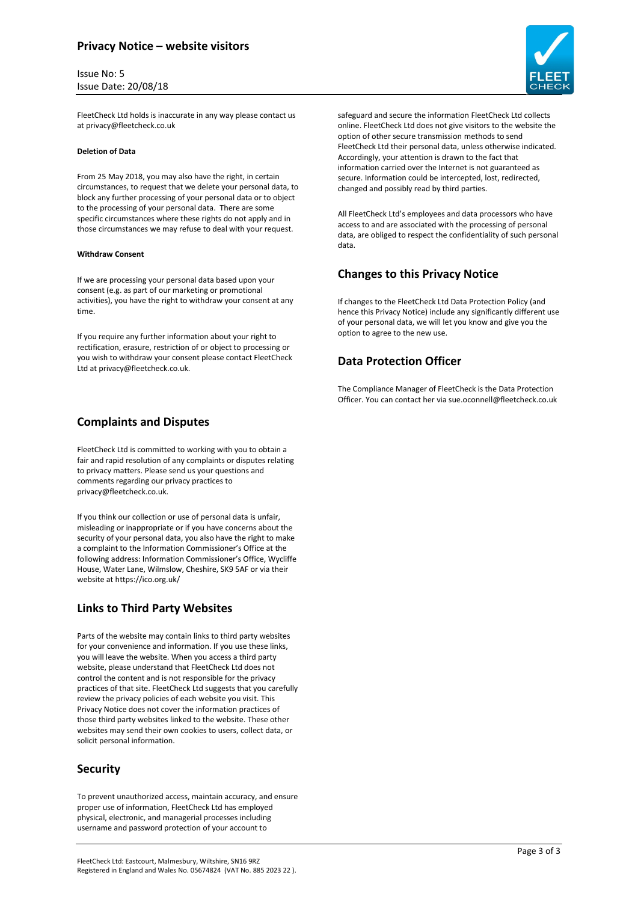FleetCheck Ltd holds is inaccurate in any way please contact us at privacy@fleetcheck.co.uk

**Deletion of Data**

From 25 May 2018, you may also have the right, in certain circumstances, to request that we delete your personal data, to block any further processing of your personal data or to object to the processing of your personal data. There are some specific circumstances where these rights do not apply and in those circumstances we may refuse to deal with your request.

**Withdraw Consent**

If we are processing your personal data based upon your consent (e.g. as part of our marketing or promotional activities), you have the right to withdraw your consent at any time.

If you require any further information about your right to rectification, erasure, restriction of or object to processing or you wish to withdraw your consent please contact FleetCheck Ltd at privacy@fleetcheck.co.uk.

## Complaints and Disputes

FleetCheck Ltd is committed to working with you to obtain a fair and rapid resolution of any complaints or disputes relating to privacy matters. Please send us your questions and comments regarding our privacy practices to privacy@fleetcheck.co.uk.

If you think our collection or use of personal data is unfair, misleading or inappropriate or if you have concerns about the security of your personal data, you also have the right to make a complaint to the Information Commissioner's Office at the following address: Information Commissioner's Office, Wycliffe House, Water Lane, Wilmslow, Cheshire, SK9 5AF or via their website at https://ico.org.uk/

## Links to Third Party Websites

Parts of the website may contain links to third party websites for your convenience and information. If you use these links, you will leave the website. When you access a third party website, please understand that FleetCheck Ltd does not control the content and is not responsible for the privacy practices of that site. FleetCheck Ltd suggests that you carefully review the privacy policies of each website you visit. This Privacy Notice does not cover the information practices of those third party websites linked to the website. These other websites may send their own cookies to users, collect data, or solicit personal information.

## Security

To prevent unauthorized access, maintain accuracy, and ensure proper use of information, FleetCheck Ltd has employed physical, electronic, and managerial processes including username and password protection of your account to safeguard and secure the information FleetCheck Ltd collects online. FleetCheck Ltd does not give visitors to the website the option of other secure transmission methods to send FleetCheck Ltd their personal data, unless otherwise indicated. Accordingly, your attention is drawn to the fact that information carried over the Internet is not guaranteed as secure. Information could be intercepted, lost, redirected, changed and possibly read by third parties.

All FleetCheck Ltd's employees and data processors who have access to and are associated with the processing of personal data, are obliged to respect the confidentiality of such personal data.

## Changes to this Privacy Notice

If changes to the FleetCheck Ltd Data Protection Policy (and hence this Privacy Notice) include any significantly different use of your personal data, we will let you know and give you the option to agree to the new use.

## Data Protection Officer

The Compliance Manager of FleetCheck is the Data Protection Officer. You can contact her via sue.oconnell@fleetcheck.co.uk